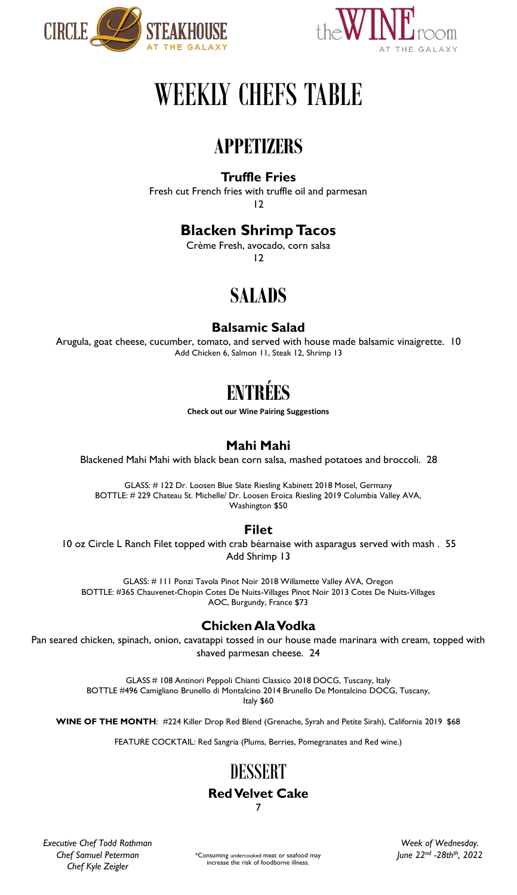CIRCLE L STEAKHOUSE AT THE GALAXY

the WINE room AT THE GALAXY

# WEEKLY CHEFS TABLE

## APPETIZERS

**Truffle Fries**

Fresh cut French fries with truffle oil and parmesan

12

**Blacken Shrimp Tacos**

Crème Fresh, avocado, corn salsa

12

## SALADS

**Balsamic Salad**

Arugula, goat cheese, cucumber, tomato, and served with house made balsamic vinaigrette. 10

Add Chicken 6, Salmon 11, Steak 12, Shrimp 13

## ENTRÉES

**Check out our Wine Pairing Suggestions**

**Mahi Mahi**

Blackened Mahi Mahi with black bean corn salsa, mashed potatoes and broccoli. 28

GLASS: # 122 Dr. Loosen Blue Slate Riesling Kabinett 2018 Mosel, Germany

BOTTLE: # 229 Chateau St. Michelle/ Dr. Loosen Eroica Riesling 2019 Columbia Valley AVA, Washington $50

**Filet**

10 oz Circle L Ranch Filet topped with crab béarnaise with asparagus served with mash . 55

Add Shrimp 13

GLASS: # 111 Ponzi Tavola Pinot Noir 2018 Willamette Valley AVA, Oregon

BOTTLE: #365 Chauvenet-Chopin Cotes De Nuits-Villages Pinot Noir 2013 Cotes De Nuits-Villages AOC, Burgundy, France $73

**Chicken Ala Vodka**

Pan seared chicken, spinach, onion, cavatappi tossed in our house made marinara with cream, topped with shaved parmesan cheese. 24

GLASS # 108 Antinori Peppoli Chianti Classico 2018 DOCG, Tuscany, Italy

BOTTLE #496 Camigliano Brunello di Montalcino 2014 Brunello De Montalcino DOCG, Tuscany, Italy $60

**WINE OF THE MONTH**: #224 Killer Drop Red Blend (Grenache, Syrah and Petite Sirah), California 2019 $68

FEATURE COCKTAIL: Red Sangria (Plums, Berries, Pomegranates and Red wine.)

## DESSERT

**Red Velvet Cake**

7

*Executive Chef Todd Rothman*
*Chef Samuel Peterman*
*Chef Kyle Zeigler*

*Consuming undercooked meat or seafood may increase the risk of foodborne illness.

*Week of Wednesday.*
*June 22nd -28thth, 2022*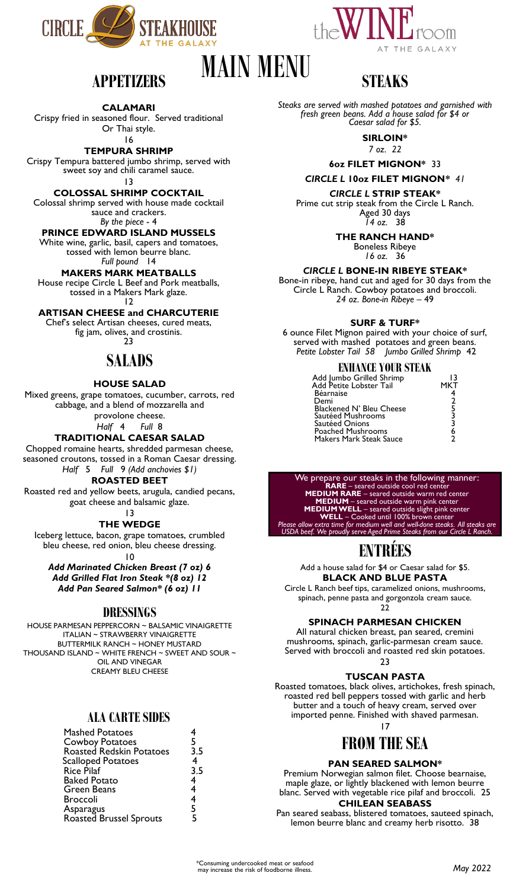CIRCLE L STEAKHOUSE AT THE GALAXY

the WINE room AT THE GALAXY

# MAIN MENU

## APPETIZERS

**CALAMARI**
Crispy fried in seasoned flour. Served traditional Or Thai style.
16

**TEMPURA SHRIMP**
Crispy Tempura battered jumbo shrimp, served with sweet soy and chili caramel sauce.
13

**COLOSSAL SHRIMP COCKTAIL**
Colossal shrimp served with house made cocktail sauce and crackers.
*By the piece* - 4

**PRINCE EDWARD ISLAND MUSSELS**
White wine, garlic, basil, capers and tomatoes, tossed with lemon beurre blanc.
*Full pound* 14

**MAKERS MARK MEATBALLS**
House recipe Circle L Beef and Pork meatballs, tossed in a Makers Mark glaze.
12

**ARTISAN CHEESE and CHARCUTERIE**
Chef's select Artisan cheeses, cured meats, fig jam, olives, and crostinis.
23

## SALADS

**HOUSE SALAD**
Mixed greens, grape tomatoes, cucumber, carrots, red cabbage, and a blend of mozzarella and provolone cheese.
*Half* 4 *Full* 8

**TRADITIONAL CAESAR SALAD**
Chopped romaine hearts, shredded parmesan cheese, seasoned croutons, tossed in a Roman Caesar dressing.
*Half* 5 *Full* 9 *(Add anchovies $1)*

**ROASTED BEET**
Roasted red and yellow beets, arugula, candied pecans, goat cheese and balsamic glaze.
13

**THE WEDGE**
Iceberg lettuce, bacon, grape tomatoes, crumbled bleu cheese, red onion, bleu cheese dressing.
10

***Add Marinated Chicken Breast (7 oz) 6***
***Add Grilled Flat Iron Steak *(8 oz) 12***
***Add Pan Seared Salmon* (6 oz) 11***

## DRESSINGS

HOUSE PARMESAN PEPPERCORN ~ BALSAMIC VINAIGRETTE
ITALIAN ~ STRAWBERRY VINAIGRETTE
BUTTERMILK RANCH ~ HONEY MUSTARD
THOUSAND ISLAND ~ WHITE FRENCH ~ SWEET AND SOUR ~ OIL AND VINEGAR
CREAMY BLEU CHEESE

## ALA CARTE SIDES

| | |
|---|---|
| Mashed Potatoes | 4 |
| Cowboy Potatoes | 5 |
| Roasted Redskin Potatoes | 3.5 |
| Scalloped Potatoes | 4 |
| Rice Pilaf | 3.5 |
| Baked Potato | 4 |
| Green Beans | 4 |
| Broccoli | 4 |
| Asparagus | 5 |
| Roasted Brussel Sprouts | 5 |

## STEAKS

*Steaks are served with mashed potatoes and garnished with fresh green beans. Add a house salad for $4 or Caesar salad for $5.*

**SIRLOIN***
*7 oz.* *22*

**6oz FILET MIGNON*** 33

***CIRCLE L* 10oz FILET MIGNON*** *41*

***CIRCLE L* STRIP STEAK***
Prime cut strip steak from the Circle L Ranch. Aged 30 days
*14 oz.* 38

**THE RANCH HAND***
Boneless Ribeye
*16 oz.* 36

***CIRCLE L* BONE-IN RIBEYE STEAK***
Bone-in ribeye, hand cut and aged for 30 days from the Circle L Ranch. Cowboy potatoes and broccoli.
*24 oz. Bone-in Ribeye* – 49

**SURF & TURF***
6 ounce Filet Mignon paired with your choice of surf, served with mashed potatoes and green beans.
*Petite Lobster Tail 58* *Jumbo Grilled Shrimp* 42

### ENHANCE YOUR STEAK

| | |
|---|---|
| Add Jumbo Grilled Shrimp | 13 |
| Add Petite Lobster Tail | MKT |
| Béarnaise | 4 |
| Demi | 2 |
| Blackened N' Bleu Cheese | 5 |
| Sautéed Mushrooms | 3 |
| Sautéed Onions | 3 |
| Poached Mushrooms | 6 |
| Makers Mark Steak Sauce | 2 |

We prepare our steaks in the following manner:
**RARE** – seared outside cool red center
**MEDIUM RARE** – seared outside warm red center
**MEDIUM** – seared outside warm pink center
**MEDIUM WELL** – seared outside slight pink center
**WELL** – Cooked until 100% brown center
*Please allow extra time for medium well and well-done steaks. All steaks are USDA beef. We proudly serve Aged Prime Steaks from our Circle L Ranch.*

## ENTRÉES

Add a house salad for $4 or Caesar salad for $5.

**BLACK AND BLUE PASTA**
Circle L Ranch beef tips, caramelized onions, mushrooms, spinach, penne pasta and gorgonzola cream sauce.
22

**SPINACH PARMESAN CHICKEN**
All natural chicken breast, pan seared, cremini mushrooms, spinach, garlic-parmesan cream sauce. Served with broccoli and roasted red skin potatoes.
23

**TUSCAN PASTA**
Roasted tomatoes, black olives, artichokes, fresh spinach, roasted red bell peppers tossed with garlic and herb butter and a touch of heavy cream, served over imported penne. Finished with shaved parmesan.
17

## FROM THE SEA

**PAN SEARED SALMON***
Premium Norwegian salmon filet. Choose bearnaise, maple glaze, or lightly blackened with lemon beurre blanc. Served with vegetable rice pilaf and broccoli. 25

**CHILEAN SEABASS**
Pan seared seabass, blistered tomatoes, sauteed spinach, lemon beurre blanc and creamy herb risotto. 38

*Consuming undercooked meat or seafood may increase the risk of foodborne illness.

*May 2022*